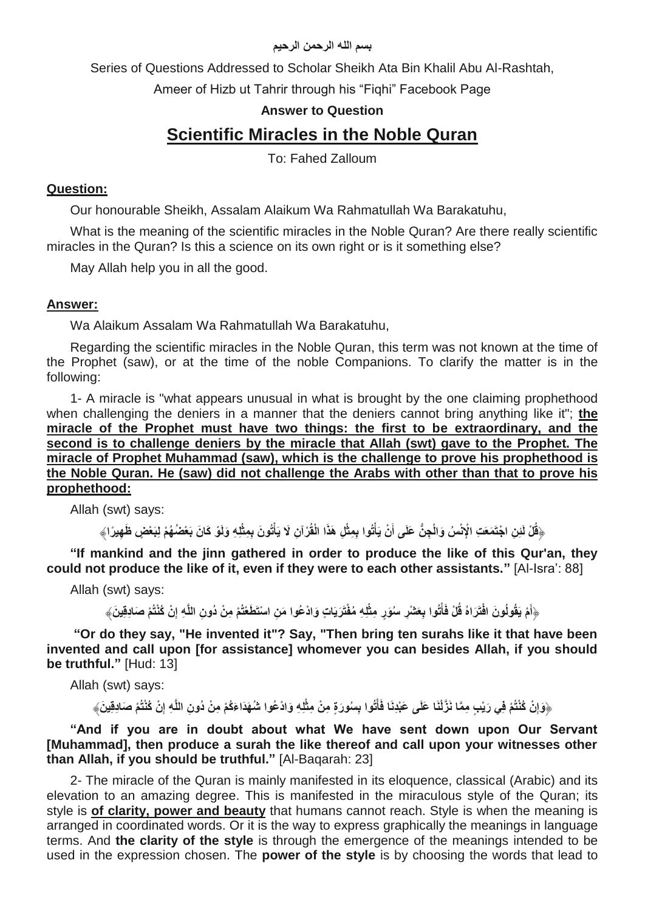بسم الله الرحمن الرحيم

Series of Questions Addressed to Scholar Sheikh Ata Bin Khalil Abu Al-Rashtah,

Ameer of Hizb ut Tahrir through his "Fiqhi" Facebook Page

**Answer to Question**

# Scientific Miracles in the Noble Quran

To: Fahed Zalloum

**Question:**

Our honourable Sheikh, Assalam Alaikum Wa Rahmatullah Wa Barakatuhu,

What is the meaning of the scientific miracles in the Noble Quran? Are there really scientific miracles in the Quran? Is this a science on its own right or is it something else?

May Allah help you in all the good.

**Answer:**

Wa Alaikum Assalam Wa Rahmatullah Wa Barakatuhu,

Regarding the scientific miracles in the Noble Quran, this term was not known at the time of the Prophet (saw), or at the time of the noble Companions. To clarify the matter is in the following:

1- A miracle is "what appears unusual in what is brought by the one claiming prophethood when challenging the deniers in a manner that the deniers cannot bring anything like it"; **the miracle of the Prophet must have two things: the first to be extraordinary, and the second is to challenge deniers by the miracle that Allah (swt) gave to the Prophet. The miracle of Prophet Muhammad (saw), which is the challenge to prove his prophethood is the Noble Quran. He (saw) did not challenge the Arabs with other than that to prove his prophethood:**

Allah (swt) says:

﴿قُلْ لَئِنِ اجْتَمَعَتِ الْإِنْسُ وَالْجِنُّ عَلَى أَنْ يَأْتُوا بِمِثْلِ هَذَا الْقُرْآنِ لَا يَأْتُونَ بِمِثْلِهِ وَلَوْ كَانَ بَعْضُهُمْ لِبَعْضٍ ظَهِيرًا﴾

**"If mankind and the jinn gathered in order to produce the like of this Qur'an, they could not produce the like of it, even if they were to each other assistants."** [Al-Isra': 88]

Allah (swt) says:

﴿أَمْ يَقُولُونَ افْتَرَاهُ قُلْ فَأْتُوا بِعَشْرِ سُوَرٍ مِثْلِهِ مُفْتَرَيَاتٍ وَادْعُوا مَنِ اسْتَطَعْتُمْ مِنْ دُونِ اللَّهِ إِنْ كُنْتُمْ صَادِقِينَ﴾

**"Or do they say, "He invented it"? Say, "Then bring ten surahs like it that have been invented and call upon [for assistance] whomever you can besides Allah, if you should be truthful."** [Hud: 13]

Allah (swt) says:

﴿وَإِنْ كُنْتُمْ فِي رَيْبٍ مِمَّا نَزَّلْنَا عَلَى عَبْدِنَا فَأْتُوا بِسُورَةٍ مِنْ مِثْلِهِ وَادْعُوا شُهَدَاءَكُمْ مِنْ دُونِ اللَّهِ إِنْ كُنْتُمْ صَادِقِينَ﴾

**"And if you are in doubt about what We have sent down upon Our Servant [Muhammad], then produce a surah the like thereof and call upon your witnesses other than Allah, if you should be truthful."** [Al-Baqarah: 23]

2- The miracle of the Quran is mainly manifested in its eloquence, classical (Arabic) and its elevation to an amazing degree. This is manifested in the miraculous style of the Quran; its style is **of clarity, power and beauty** that humans cannot reach. Style is when the meaning is arranged in coordinated words. Or it is the way to express graphically the meanings in language terms. And **the clarity of the style** is through the emergence of the meanings intended to be used in the expression chosen. The **power of the style** is by choosing the words that lead to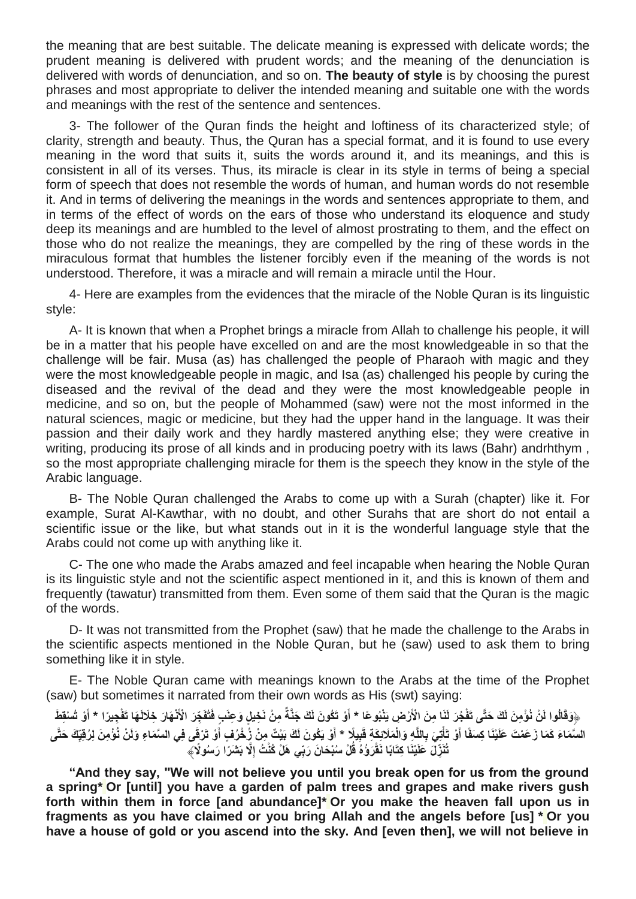the meaning that are best suitable. The delicate meaning is expressed with delicate words; the prudent meaning is delivered with prudent words; and the meaning of the denunciation is delivered with words of denunciation, and so on. **The beauty of style** is by choosing the purest phrases and most appropriate to deliver the intended meaning and suitable one with the words and meanings with the rest of the sentence and sentences.

3- The follower of the Quran finds the height and loftiness of its characterized style; of clarity, strength and beauty. Thus, the Quran has a special format, and it is found to use every meaning in the word that suits it, suits the words around it, and its meanings, and this is consistent in all of its verses. Thus, its miracle is clear in its style in terms of being a special form of speech that does not resemble the words of human, and human words do not resemble it. And in terms of delivering the meanings in the words and sentences appropriate to them, and in terms of the effect of words on the ears of those who understand its eloquence and study deep its meanings and are humbled to the level of almost prostrating to them, and the effect on those who do not realize the meanings, they are compelled by the ring of these words in the miraculous format that humbles the listener forcibly even if the meaning of the words is not understood. Therefore, it was a miracle and will remain a miracle until the Hour.

4- Here are examples from the evidences that the miracle of the Noble Quran is its linguistic style:

A- It is known that when a Prophet brings a miracle from Allah to challenge his people, it will be in a matter that his people have excelled on and are the most knowledgeable in so that the challenge will be fair. Musa (as) has challenged the people of Pharaoh with magic and they were the most knowledgeable people in magic, and Isa (as) challenged his people by curing the diseased and the revival of the dead and they were the most knowledgeable people in medicine, and so on, but the people of Mohammed (saw) were not the most informed in the natural sciences, magic or medicine, but they had the upper hand in the language. It was their passion and their daily work and they hardly mastered anything else; they were creative in writing, producing its prose of all kinds and in producing poetry with its laws (Bahr) andrhthym , so the most appropriate challenging miracle for them is the speech they know in the style of the Arabic language.

B- The Noble Quran challenged the Arabs to come up with a Surah (chapter) like it. For example, Surat Al-Kawthar, with no doubt, and other Surahs that are short do not entail a scientific issue or the like, but what stands out in it is the wonderful language style that the Arabs could not come up with anything like it.

C- The one who made the Arabs amazed and feel incapable when hearing the Noble Quran is its linguistic style and not the scientific aspect mentioned in it, and this is known of them and frequently (tawatur) transmitted from them. Even some of them said that the Quran is the magic of the words.

D- It was not transmitted from the Prophet (saw) that he made the challenge to the Arabs in the scientific aspects mentioned in the Noble Quran, but he (saw) used to ask them to bring something like it in style.

E- The Noble Quran came with meanings known to the Arabs at the time of the Prophet (saw) but sometimes it narrated from their own words as His (swt) saying:

﴿وَقَالُوا لَنْ نُؤْمِنَ لَكَ حَتَّى تَفْجُرَ لَنَا مِنَ الْأَرْضِ يَنْبُوعًا * أَوْ تَكُونَ لَكَ جَنَّةٌ مِنْ نَخِيلٍ وَعِنَبٍ فَتُفَجِّرَ الْأَنْهَارَ خِلَالَهَا تَفْجِيرًا * أَوْ تُسْقِطَ السَّمَاءَ كَمَا زَعَمْتَ عَلَيْنَا كِسَفًا أَوْ تَأْتِيَ بِاللَّهِ وَالْمَلَائِكَةِ قَبِيلًا * أَوْ يَكُونَ لَكَ بَيْتٌ مِنْ زُخْرُفٍ أَوْ تَرْقَى فِي السَّمَاءِ وَلَنْ نُؤْمِنَ لِرُقِيِّكَ حَتَّى تُنَزِّلَ عَلَيْنَا كِتَابًا نَقْرَؤُهُ قُلْ سُبْحَانَ رَبِّي هَلْ كُنْتُ إِلَّا بَشَرًا رَسُولًا﴾

**“And they say, "We will not believe you until you break open for us from the ground a spring* Or [until] you have a garden of palm trees and grapes and make rivers gush forth within them in force [and abundance]* Or you make the heaven fall upon us in fragments as you have claimed or you bring Allah and the angels before [us] * Or you have a house of gold or you ascend into the sky. And [even then], we will not believe in**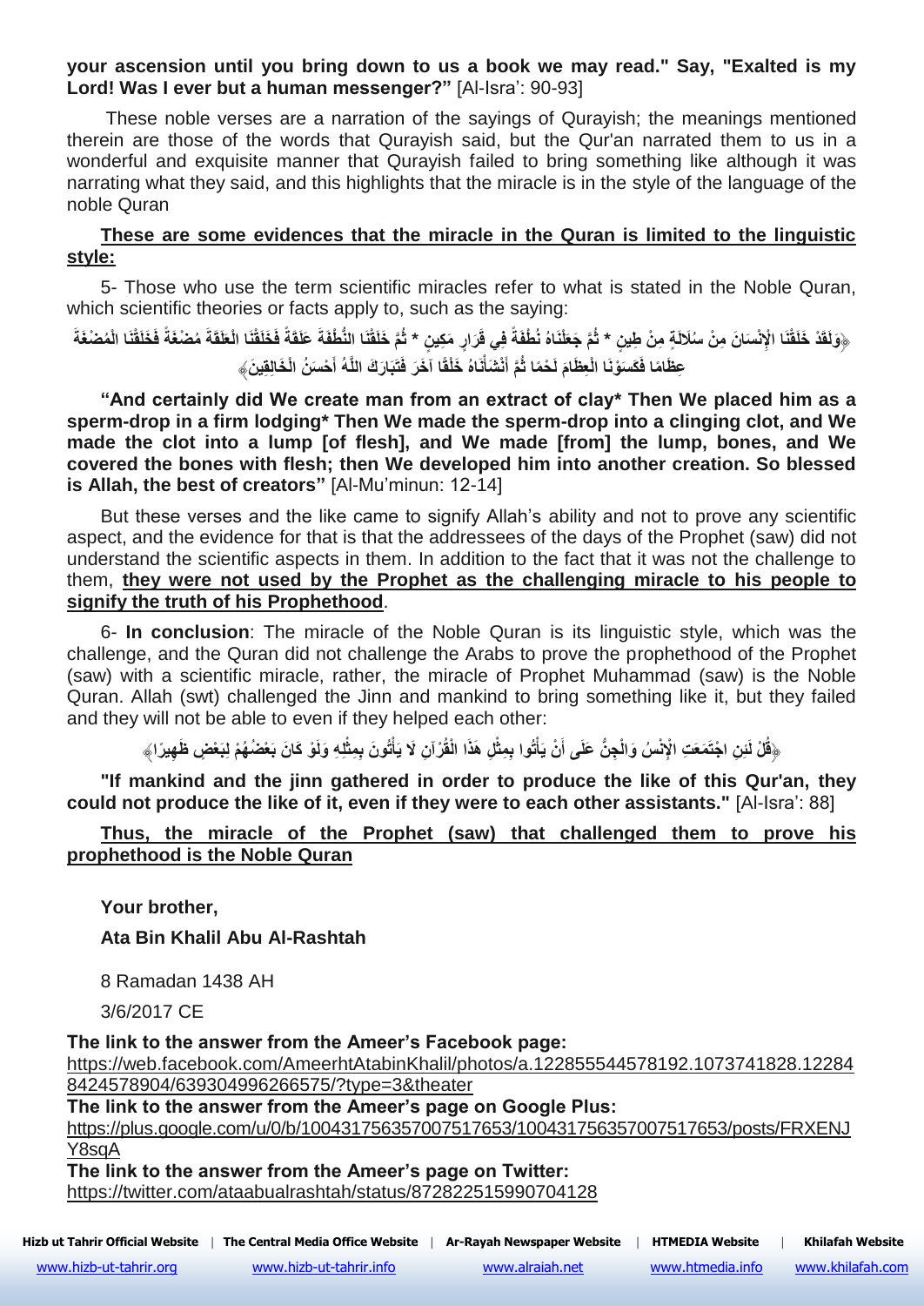**your ascension until you bring down to us a book we may read." Say, "Exalted is my Lord! Was I ever but a human messenger?"** [Al-Isra': 90-93]

These noble verses are a narration of the sayings of Qurayish; the meanings mentioned therein are those of the words that Qurayish said, but the Qur'an narrated them to us in a wonderful and exquisite manner that Qurayish failed to bring something like although it was narrating what they said, and this highlights that the miracle is in the style of the language of the noble Quran

**<u>These are some evidences that the miracle in the Quran is limited to the linguistic style:</u>**

5- Those who use the term scientific miracles refer to what is stated in the Noble Quran, which scientific theories or facts apply to, such as the saying:

﴿وَلَقَدْ خَلَقْنَا الْإِنْسَانَ مِنْ سُلَالَةٍ مِنْ طِينٍ * ثُمَّ جَعَلْنَاهُ نُطْفَةً فِي قَرَارٍ مَكِينٍ * ثُمَّ خَلَقْنَا النُّطْفَةَ عَلَقَةً فَخَلَقْنَا الْعَلَقَةَ مُضْغَةً فَخَلَقْنَا الْمُضْغَةَ عِظَامًا فَكَسَوْنَا الْعِظَامَ لَحْمًا ثُمَّ أَنْشَأْنَاهُ خَلْقًا آخَرَ فَتَبَارَكَ اللَّهُ أَحْسَنُ الْخَالِقِينَ﴾

**"And certainly did We create man from an extract of clay* Then We placed him as a sperm-drop in a firm lodging* Then We made the sperm-drop into a clinging clot, and We made the clot into a lump [of flesh], and We made [from] the lump, bones, and We covered the bones with flesh; then We developed him into another creation. So blessed is Allah, the best of creators"** [Al-Mu'minun: 12-14]

But these verses and the like came to signify Allah's ability and not to prove any scientific aspect, and the evidence for that is that the addressees of the days of the Prophet (saw) did not understand the scientific aspects in them. In addition to the fact that it was not the challenge to them, **<u>they were not used by the Prophet as the challenging miracle to his people to signify the truth of his Prophethood</u>**.

6- **In conclusion**: The miracle of the Noble Quran is its linguistic style, which was the challenge, and the Quran did not challenge the Arabs to prove the prophethood of the Prophet (saw) with a scientific miracle, rather, the miracle of Prophet Muhammad (saw) is the Noble Quran. Allah (swt) challenged the Jinn and mankind to bring something like it, but they failed and they will not be able to even if they helped each other:

﴿قُلْ لَئِنِ اجْتَمَعَتِ الْإِنْسُ وَالْجِنُّ عَلَى أَنْ يَأْتُوا بِمِثْلِ هَذَا الْقُرْآنِ لَا يَأْتُونَ بِمِثْلِهِ وَلَوْ كَانَ بَعْضُهُمْ لِبَعْضٍ ظَهِيرًا﴾

**"If mankind and the jinn gathered in order to produce the like of this Qur'an, they could not produce the like of it, even if they were to each other assistants."** [Al-Isra': 88]

**<u>Thus, the miracle of the Prophet (saw) that challenged them to prove his prophethood is the Noble Quran</u>**

**Your brother,**

**Ata Bin Khalil Abu Al-Rashtah**

8 Ramadan 1438 AH

3/6/2017 CE

**The link to the answer from the Ameer's Facebook page:**
https://web.facebook.com/AmeerhtAtabinKhalil/photos/a.122855544578192.1073741828.122848424578904/639304996266575/?type=3&theater

**The link to the answer from the Ameer's page on Google Plus:**
https://plus.google.com/u/0/b/100431756357007517653/100431756357007517653/posts/FRXENJY8sqA

**The link to the answer from the Ameer's page on Twitter:**
https://twitter.com/ataabualrashtah/status/872822515990704128

| Hizb ut Tahrir Official Website | The Central Media Office Website | Ar-Rayah Newspaper Website | HTMEDIA Website | Khilafah Website |
|---|---|---|---|---|
| www.hizb-ut-tahrir.org | www.hizb-ut-tahrir.info | www.alraiah.net | www.htmedia.info | www.khilafah.com |